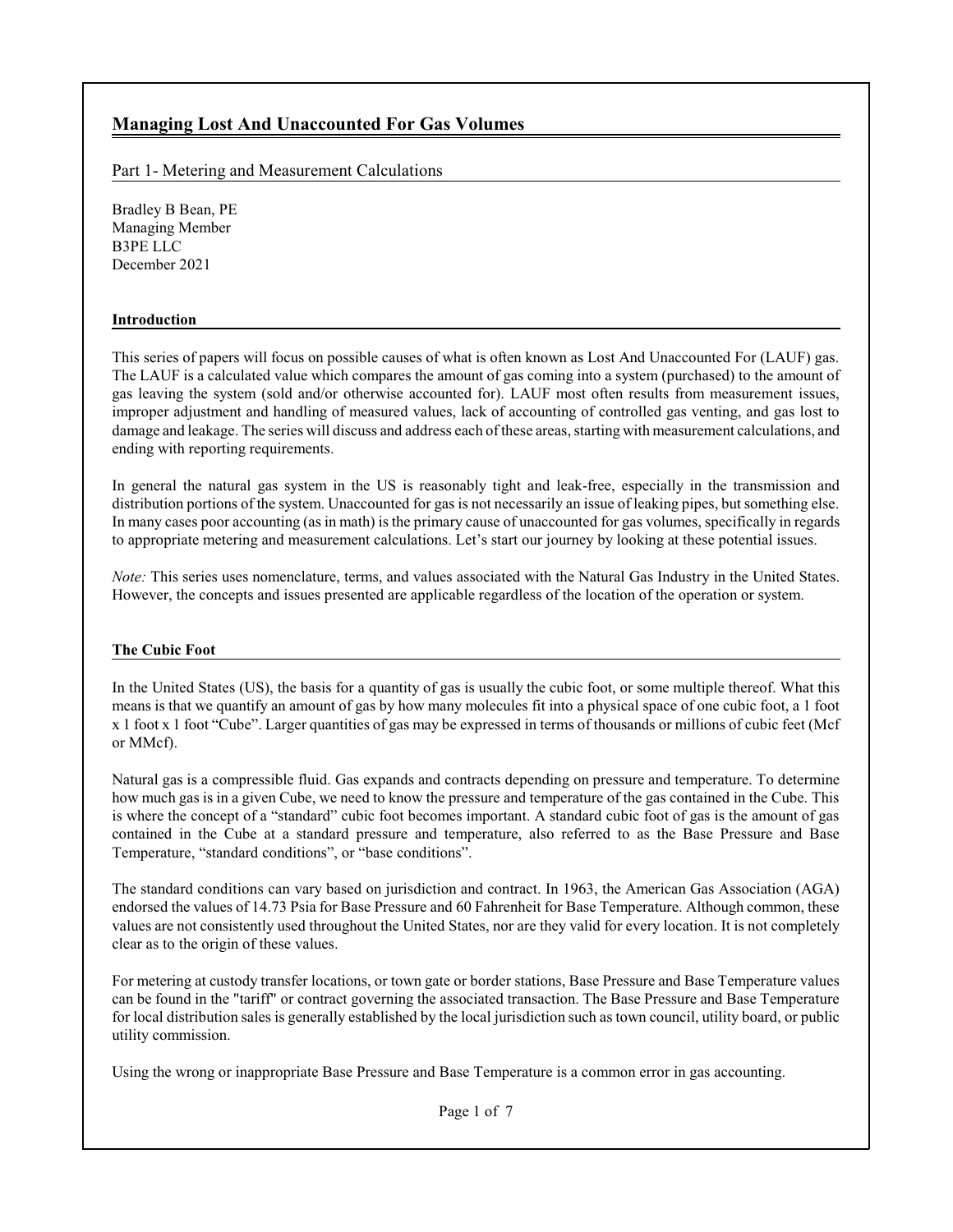# Managing Lost And Unaccounted For Gas Volumes

Part 1- Metering and Measurement Calculations

Bradley B Bean, PE
Managing Member
B3PE LLC
December 2021

## Introduction

This series of papers will focus on possible causes of what is often known as Lost And Unaccounted For (LAUF) gas. The LAUF is a calculated value which compares the amount of gas coming into a system (purchased) to the amount of gas leaving the system (sold and/or otherwise accounted for). LAUF most often results from measurement issues, improper adjustment and handling of measured values, lack of accounting of controlled gas venting, and gas lost to damage and leakage. The series will discuss and address each of these areas, starting with measurement calculations, and ending with reporting requirements.

In general the natural gas system in the US is reasonably tight and leak-free, especially in the transmission and distribution portions of the system. Unaccounted for gas is not necessarily an issue of leaking pipes, but something else. In many cases poor accounting (as in math) is the primary cause of unaccounted for gas volumes, specifically in regards to appropriate metering and measurement calculations. Let's start our journey by looking at these potential issues.

*Note:* This series uses nomenclature, terms, and values associated with the Natural Gas Industry in the United States. However, the concepts and issues presented are applicable regardless of the location of the operation or system.

## The Cubic Foot

In the United States (US), the basis for a quantity of gas is usually the cubic foot, or some multiple thereof. What this means is that we quantify an amount of gas by how many molecules fit into a physical space of one cubic foot, a 1 foot x 1 foot x 1 foot "Cube". Larger quantities of gas may be expressed in terms of thousands or millions of cubic feet (Mcf or MMcf).

Natural gas is a compressible fluid. Gas expands and contracts depending on pressure and temperature. To determine how much gas is in a given Cube, we need to know the pressure and temperature of the gas contained in the Cube. This is where the concept of a "standard" cubic foot becomes important. A standard cubic foot of gas is the amount of gas contained in the Cube at a standard pressure and temperature, also referred to as the Base Pressure and Base Temperature, "standard conditions", or "base conditions".

The standard conditions can vary based on jurisdiction and contract. In 1963, the American Gas Association (AGA) endorsed the values of 14.73 Psia for Base Pressure and 60 Fahrenheit for Base Temperature. Although common, these values are not consistently used throughout the United States, nor are they valid for every location. It is not completely clear as to the origin of these values.

For metering at custody transfer locations, or town gate or border stations, Base Pressure and Base Temperature values can be found in the "tariff" or contract governing the associated transaction. The Base Pressure and Base Temperature for local distribution sales is generally established by the local jurisdiction such as town council, utility board, or public utility commission.

Using the wrong or inappropriate Base Pressure and Base Temperature is a common error in gas accounting.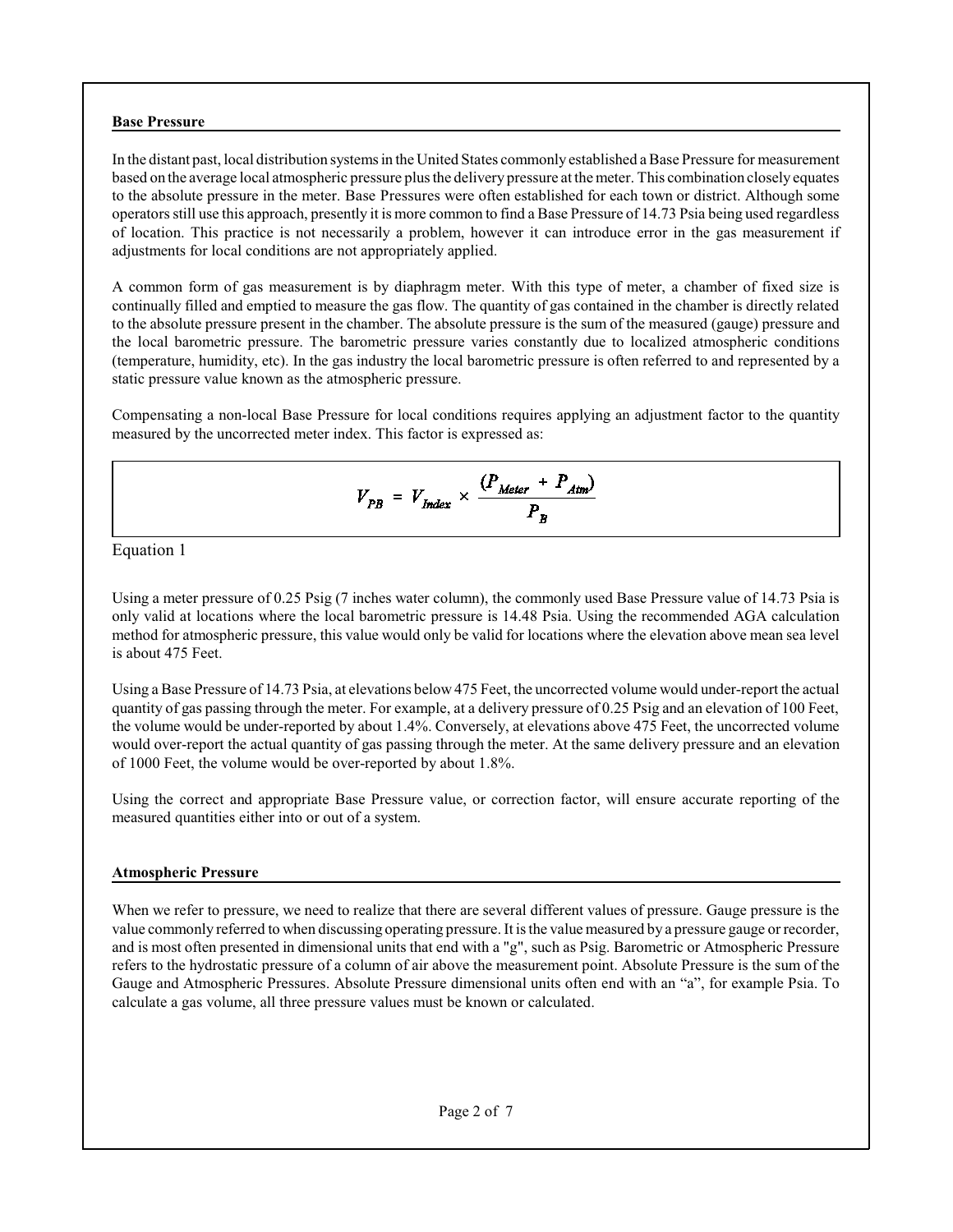## Base Pressure

In the distant past, local distribution systems in the United States commonly established a Base Pressure for measurement based on the average local atmospheric pressure plus the delivery pressure at the meter. This combination closely equates to the absolute pressure in the meter. Base Pressures were often established for each town or district. Although some operators still use this approach, presently it is more common to find a Base Pressure of 14.73 Psia being used regardless of location. This practice is not necessarily a problem, however it can introduce error in the gas measurement if adjustments for local conditions are not appropriately applied.

A common form of gas measurement is by diaphragm meter. With this type of meter, a chamber of fixed size is continually filled and emptied to measure the gas flow. The quantity of gas contained in the chamber is directly related to the absolute pressure present in the chamber. The absolute pressure is the sum of the measured (gauge) pressure and the local barometric pressure. The barometric pressure varies constantly due to localized atmospheric conditions (temperature, humidity, etc). In the gas industry the local barometric pressure is often referred to and represented by a static pressure value known as the atmospheric pressure.

Compensating a non-local Base Pressure for local conditions requires applying an adjustment factor to the quantity measured by the uncorrected meter index. This factor is expressed as:

$$V_{PB} = V_{Index} \times \frac{(P_{Meter} + P_{Atm})}{P_B}$$

Equation 1

Using a meter pressure of 0.25 Psig (7 inches water column), the commonly used Base Pressure value of 14.73 Psia is only valid at locations where the local barometric pressure is 14.48 Psia. Using the recommended AGA calculation method for atmospheric pressure, this value would only be valid for locations where the elevation above mean sea level is about 475 Feet.

Using a Base Pressure of 14.73 Psia, at elevations below 475 Feet, the uncorrected volume would under-report the actual quantity of gas passing through the meter. For example, at a delivery pressure of 0.25 Psig and an elevation of 100 Feet, the volume would be under-reported by about 1.4%. Conversely, at elevations above 475 Feet, the uncorrected volume would over-report the actual quantity of gas passing through the meter. At the same delivery pressure and an elevation of 1000 Feet, the volume would be over-reported by about 1.8%.

Using the correct and appropriate Base Pressure value, or correction factor, will ensure accurate reporting of the measured quantities either into or out of a system.

## Atmospheric Pressure

When we refer to pressure, we need to realize that there are several different values of pressure. Gauge pressure is the value commonly referred to when discussing operating pressure. It is the value measured by a pressure gauge or recorder, and is most often presented in dimensional units that end with a "g", such as Psig. Barometric or Atmospheric Pressure refers to the hydrostatic pressure of a column of air above the measurement point. Absolute Pressure is the sum of the Gauge and Atmospheric Pressures. Absolute Pressure dimensional units often end with an "a", for example Psia. To calculate a gas volume, all three pressure values must be known or calculated.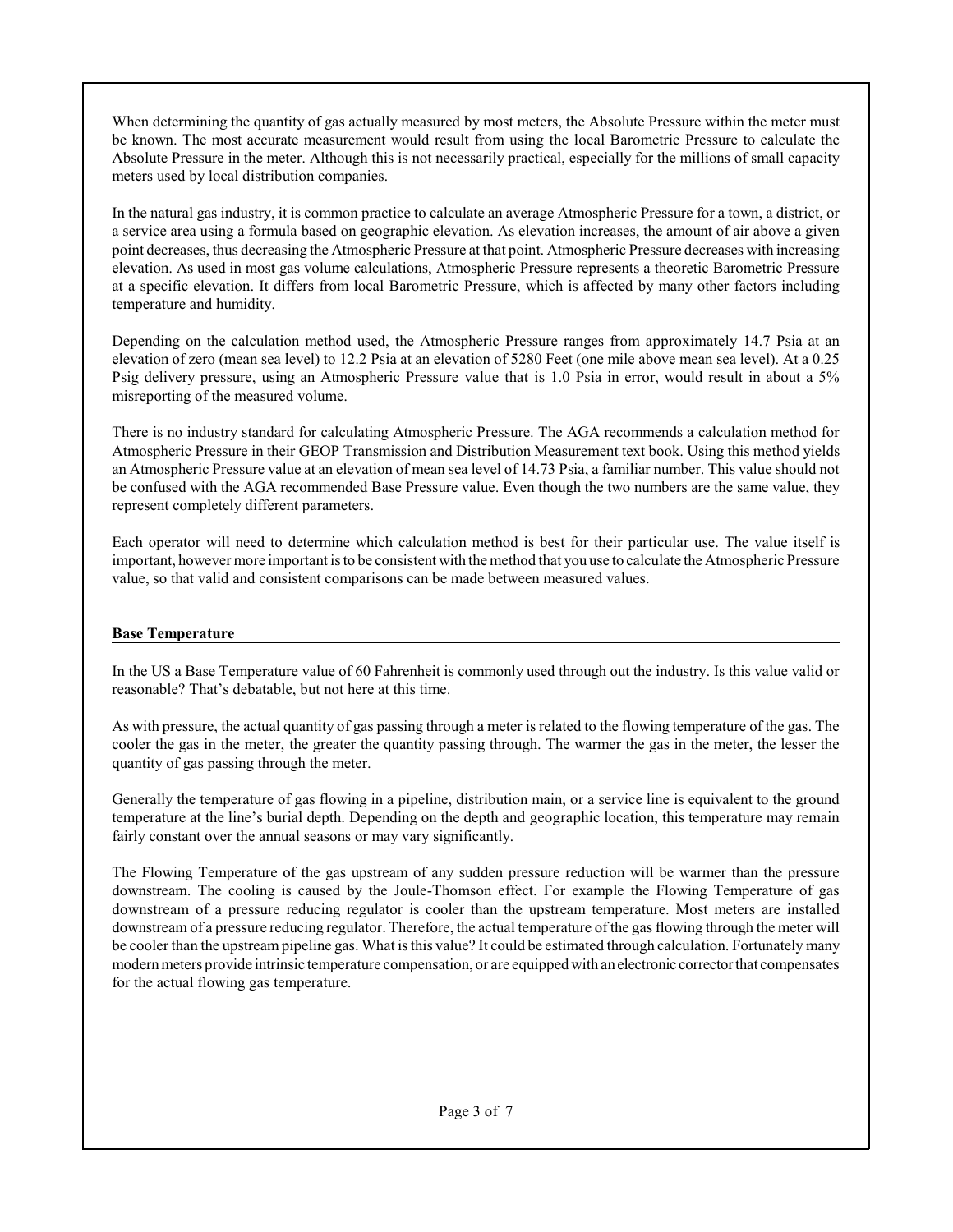When determining the quantity of gas actually measured by most meters, the Absolute Pressure within the meter must be known. The most accurate measurement would result from using the local Barometric Pressure to calculate the Absolute Pressure in the meter. Although this is not necessarily practical, especially for the millions of small capacity meters used by local distribution companies.

In the natural gas industry, it is common practice to calculate an average Atmospheric Pressure for a town, a district, or a service area using a formula based on geographic elevation. As elevation increases, the amount of air above a given point decreases, thus decreasing the Atmospheric Pressure at that point. Atmospheric Pressure decreases with increasing elevation. As used in most gas volume calculations, Atmospheric Pressure represents a theoretic Barometric Pressure at a specific elevation. It differs from local Barometric Pressure, which is affected by many other factors including temperature and humidity.

Depending on the calculation method used, the Atmospheric Pressure ranges from approximately 14.7 Psia at an elevation of zero (mean sea level) to 12.2 Psia at an elevation of 5280 Feet (one mile above mean sea level). At a 0.25 Psig delivery pressure, using an Atmospheric Pressure value that is 1.0 Psia in error, would result in about a 5% misreporting of the measured volume.

There is no industry standard for calculating Atmospheric Pressure. The AGA recommends a calculation method for Atmospheric Pressure in their GEOP Transmission and Distribution Measurement text book. Using this method yields an Atmospheric Pressure value at an elevation of mean sea level of 14.73 Psia, a familiar number. This value should not be confused with the AGA recommended Base Pressure value. Even though the two numbers are the same value, they represent completely different parameters.

Each operator will need to determine which calculation method is best for their particular use. The value itself is important, however more important is to be consistent with the method that you use to calculate the Atmospheric Pressure value, so that valid and consistent comparisons can be made between measured values.

## Base Temperature

In the US a Base Temperature value of 60 Fahrenheit is commonly used through out the industry. Is this value valid or reasonable? That's debatable, but not here at this time.

As with pressure, the actual quantity of gas passing through a meter is related to the flowing temperature of the gas. The cooler the gas in the meter, the greater the quantity passing through. The warmer the gas in the meter, the lesser the quantity of gas passing through the meter.

Generally the temperature of gas flowing in a pipeline, distribution main, or a service line is equivalent to the ground temperature at the line's burial depth. Depending on the depth and geographic location, this temperature may remain fairly constant over the annual seasons or may vary significantly.

The Flowing Temperature of the gas upstream of any sudden pressure reduction will be warmer than the pressure downstream. The cooling is caused by the Joule-Thomson effect. For example the Flowing Temperature of gas downstream of a pressure reducing regulator is cooler than the upstream temperature. Most meters are installed downstream of a pressure reducing regulator. Therefore, the actual temperature of the gas flowing through the meter will be cooler than the upstream pipeline gas. What is this value? It could be estimated through calculation. Fortunately many modern meters provide intrinsic temperature compensation, or are equipped with an electronic corrector that compensates for the actual flowing gas temperature.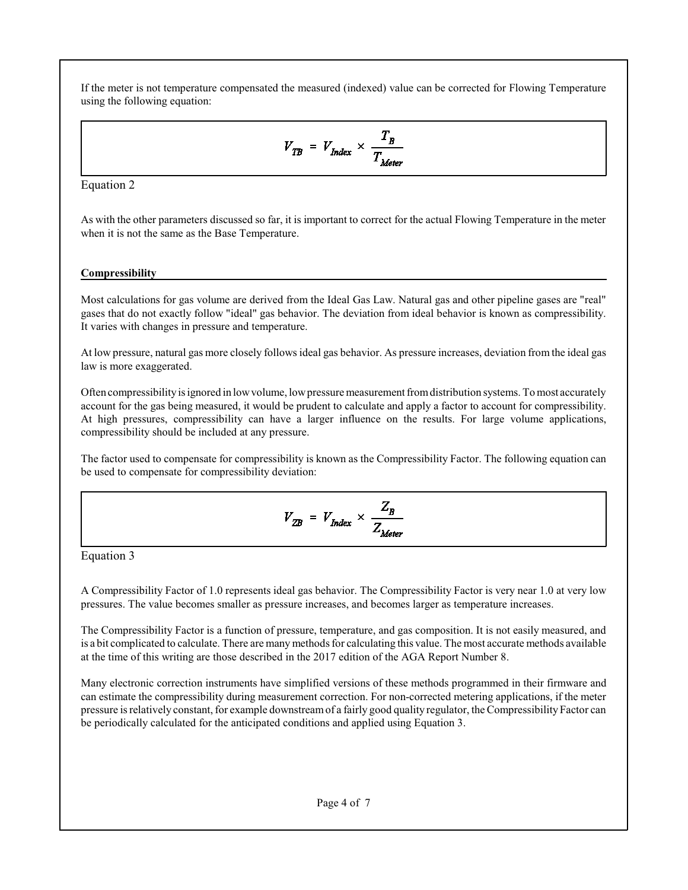If the meter is not temperature compensated the measured (indexed) value can be corrected for Flowing Temperature using the following equation:

$$V_{TB} = V_{Index} \times \frac{T_B}{T_{Meter}}$$

Equation 2

As with the other parameters discussed so far, it is important to correct for the actual Flowing Temperature in the meter when it is not the same as the Base Temperature.

**Compressibility**

Most calculations for gas volume are derived from the Ideal Gas Law. Natural gas and other pipeline gases are "real" gases that do not exactly follow "ideal" gas behavior. The deviation from ideal behavior is known as compressibility. It varies with changes in pressure and temperature.

At low pressure, natural gas more closely follows ideal gas behavior. As pressure increases, deviation from the ideal gas law is more exaggerated.

Often compressibility is ignored in low volume, low pressure measurement from distribution systems. To most accurately account for the gas being measured, it would be prudent to calculate and apply a factor to account for compressibility. At high pressures, compressibility can have a larger influence on the results. For large volume applications, compressibility should be included at any pressure.

The factor used to compensate for compressibility is known as the Compressibility Factor. The following equation can be used to compensate for compressibility deviation:

$$V_{ZB} = V_{Index} \times \frac{Z_B}{Z_{Meter}}$$

Equation 3

A Compressibility Factor of 1.0 represents ideal gas behavior. The Compressibility Factor is very near 1.0 at very low pressures. The value becomes smaller as pressure increases, and becomes larger as temperature increases.

The Compressibility Factor is a function of pressure, temperature, and gas composition. It is not easily measured, and is a bit complicated to calculate. There are many methods for calculating this value. The most accurate methods available at the time of this writing are those described in the 2017 edition of the AGA Report Number 8.

Many electronic correction instruments have simplified versions of these methods programmed in their firmware and can estimate the compressibility during measurement correction. For non-corrected metering applications, if the meter pressure is relatively constant, for example downstream of a fairly good quality regulator, the Compressibility Factor can be periodically calculated for the anticipated conditions and applied using Equation 3.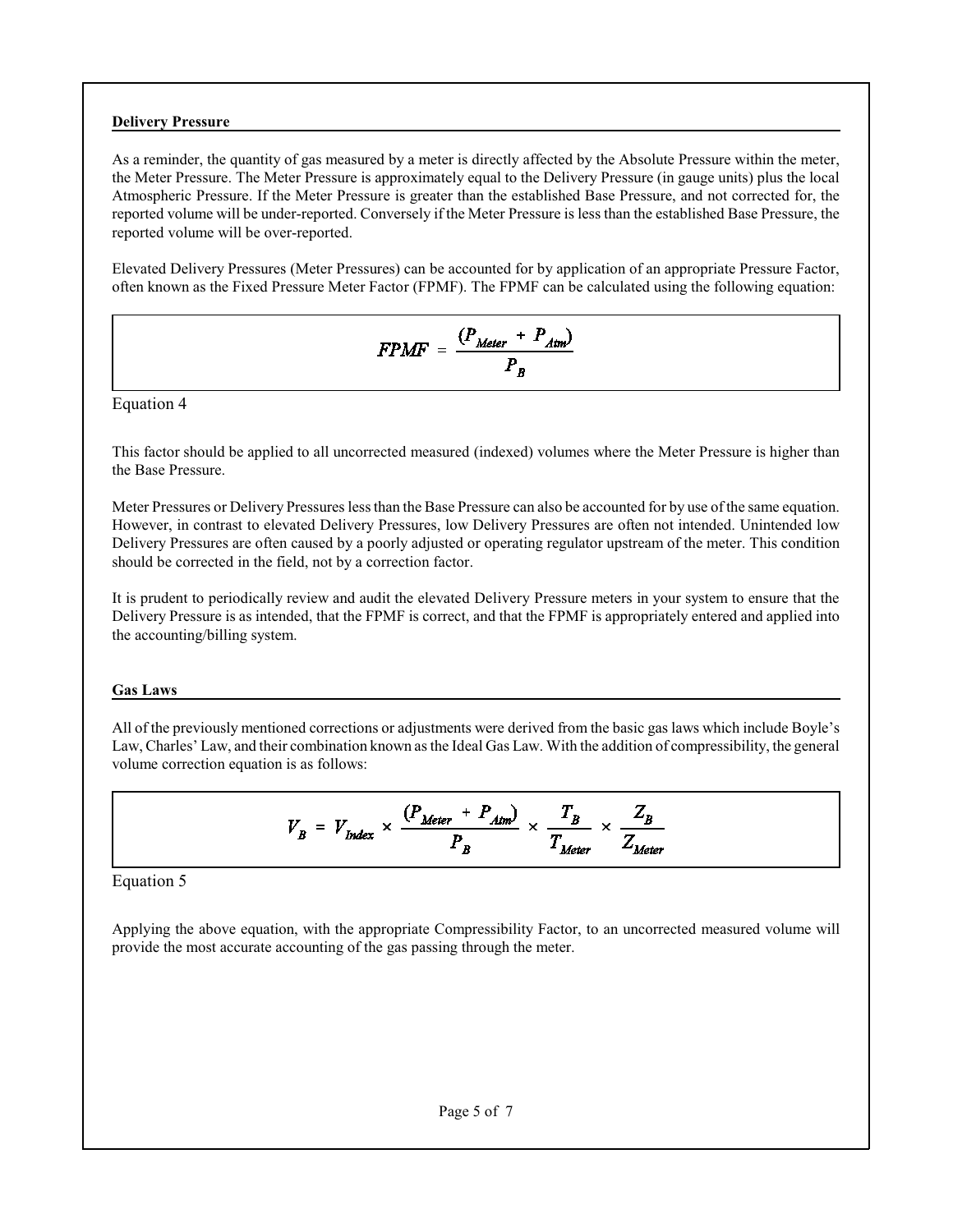## Delivery Pressure

As a reminder, the quantity of gas measured by a meter is directly affected by the Absolute Pressure within the meter, the Meter Pressure. The Meter Pressure is approximately equal to the Delivery Pressure (in gauge units) plus the local Atmospheric Pressure. If the Meter Pressure is greater than the established Base Pressure, and not corrected for, the reported volume will be under-reported. Conversely if the Meter Pressure is less than the established Base Pressure, the reported volume will be over-reported.

Elevated Delivery Pressures (Meter Pressures) can be accounted for by application of an appropriate Pressure Factor, often known as the Fixed Pressure Meter Factor (FPMF). The FPMF can be calculated using the following equation:

$$FPMF = \frac{(P_{Meter} + P_{Atm})}{P_B}$$

Equation 4

This factor should be applied to all uncorrected measured (indexed) volumes where the Meter Pressure is higher than the Base Pressure.

Meter Pressures or Delivery Pressures less than the Base Pressure can also be accounted for by use of the same equation. However, in contrast to elevated Delivery Pressures, low Delivery Pressures are often not intended. Unintended low Delivery Pressures are often caused by a poorly adjusted or operating regulator upstream of the meter. This condition should be corrected in the field, not by a correction factor.

It is prudent to periodically review and audit the elevated Delivery Pressure meters in your system to ensure that the Delivery Pressure is as intended, that the FPMF is correct, and that the FPMF is appropriately entered and applied into the accounting/billing system.

## Gas Laws

All of the previously mentioned corrections or adjustments were derived from the basic gas laws which include Boyle's Law, Charles' Law, and their combination known as the Ideal Gas Law. With the addition of compressibility, the general volume correction equation is as follows:

$$V_B = V_{Index} \times \frac{(P_{Meter} + P_{Atm})}{P_B} \times \frac{T_B}{T_{Meter}} \times \frac{Z_B}{Z_{Meter}}$$

Equation 5

Applying the above equation, with the appropriate Compressibility Factor, to an uncorrected measured volume will provide the most accurate accounting of the gas passing through the meter.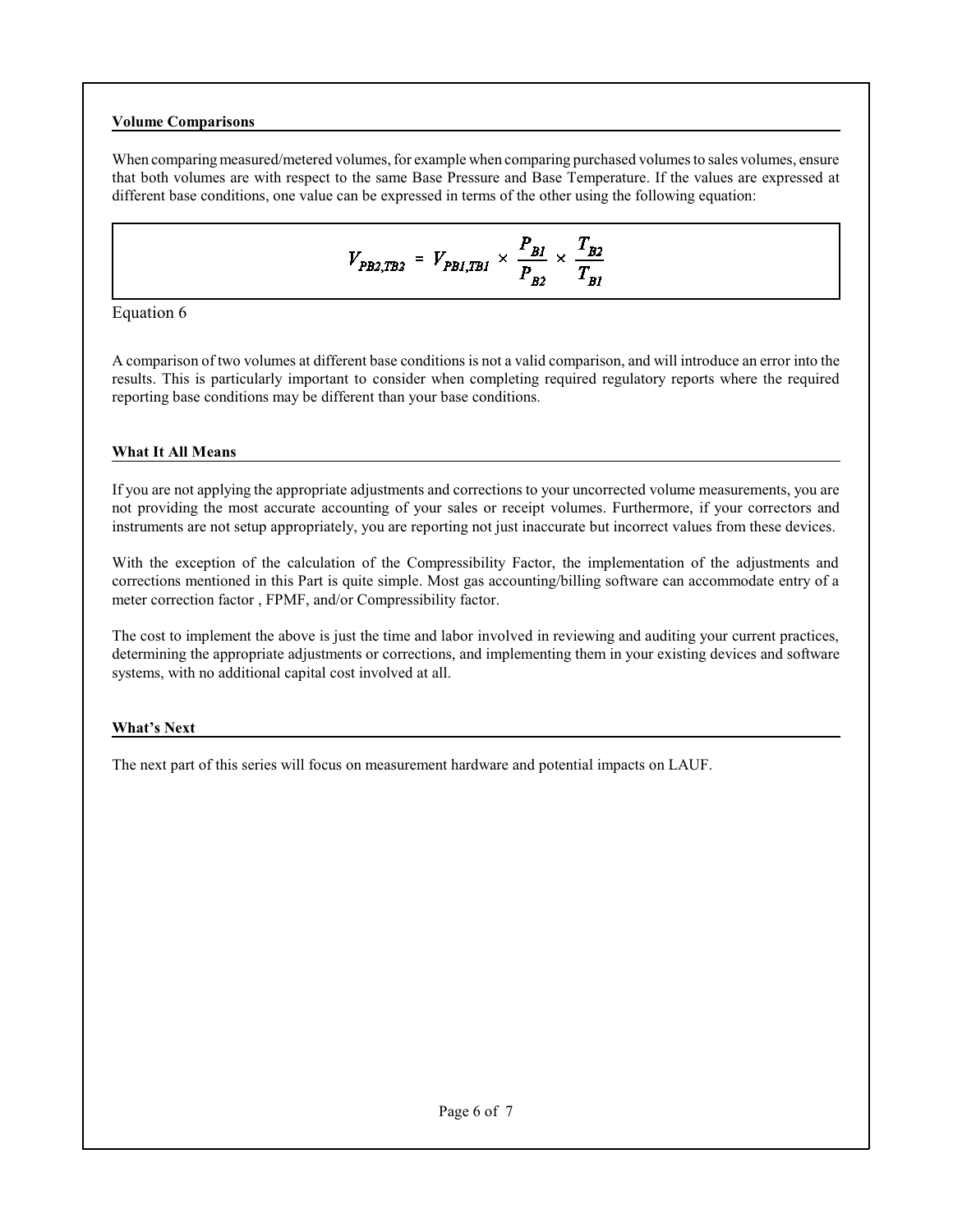### Volume Comparisons

When comparing measured/metered volumes, for example when comparing purchased volumes to sales volumes, ensure that both volumes are with respect to the same Base Pressure and Base Temperature. If the values are expressed at different base conditions, one value can be expressed in terms of the other using the following equation:

$$V_{PB2,TB2} = V_{PB1,TB1} \times \frac{P_{B1}}{P_{B2}} \times \frac{T_{B2}}{T_{B1}}$$

Equation 6

A comparison of two volumes at different base conditions is not a valid comparison, and will introduce an error into the results. This is particularly important to consider when completing required regulatory reports where the required reporting base conditions may be different than your base conditions.

### What It All Means

If you are not applying the appropriate adjustments and corrections to your uncorrected volume measurements, you are not providing the most accurate accounting of your sales or receipt volumes. Furthermore, if your correctors and instruments are not setup appropriately, you are reporting not just inaccurate but incorrect values from these devices.

With the exception of the calculation of the Compressibility Factor, the implementation of the adjustments and corrections mentioned in this Part is quite simple. Most gas accounting/billing software can accommodate entry of a meter correction factor , FPMF, and/or Compressibility factor.

The cost to implement the above is just the time and labor involved in reviewing and auditing your current practices, determining the appropriate adjustments or corrections, and implementing them in your existing devices and software systems, with no additional capital cost involved at all.

### What's Next

The next part of this series will focus on measurement hardware and potential impacts on LAUF.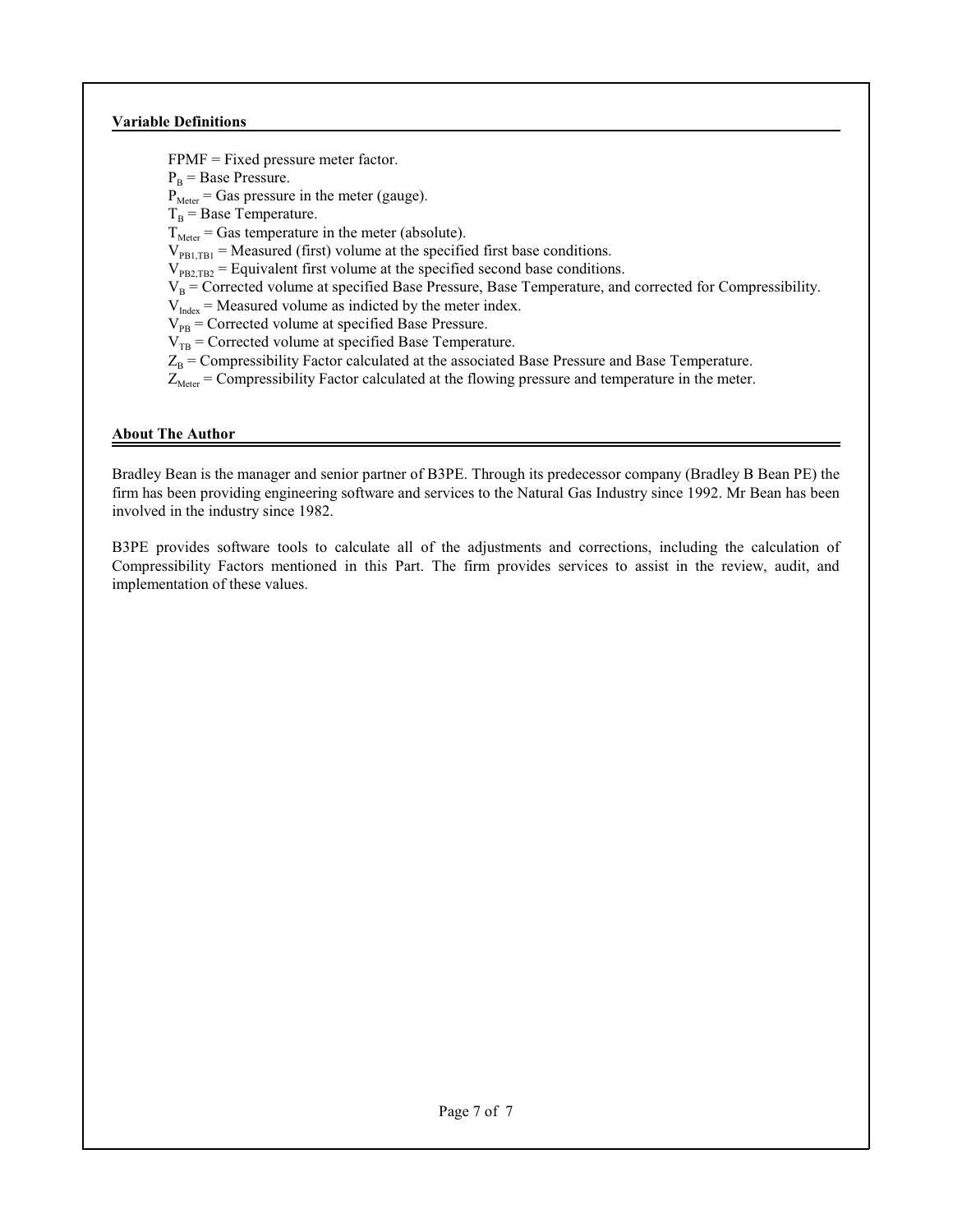## Variable Definitions

FPMF = Fixed pressure meter factor.

$P_B$ = Base Pressure.

$P_{Meter}$ = Gas pressure in the meter (gauge).

$T_B$ = Base Temperature.

$T_{Meter}$ = Gas temperature in the meter (absolute).

$V_{PB1,TB1}$ = Measured (first) volume at the specified first base conditions.

$V_{PB2,TB2}$ = Equivalent first volume at the specified second base conditions.

$V_B$ = Corrected volume at specified Base Pressure, Base Temperature, and corrected for Compressibility.

$V_{Index}$ = Measured volume as indicted by the meter index.

$V_{PB}$ = Corrected volume at specified Base Pressure.

$V_{TB}$ = Corrected volume at specified Base Temperature.

$Z_B$ = Compressibility Factor calculated at the associated Base Pressure and Base Temperature.

$Z_{Meter}$ = Compressibility Factor calculated at the flowing pressure and temperature in the meter.

## About The Author

Bradley Bean is the manager and senior partner of B3PE. Through its predecessor company (Bradley B Bean PE) the firm has been providing engineering software and services to the Natural Gas Industry since 1992. Mr Bean has been involved in the industry since 1982.

B3PE provides software tools to calculate all of the adjustments and corrections, including the calculation of Compressibility Factors mentioned in this Part. The firm provides services to assist in the review, audit, and implementation of these values.